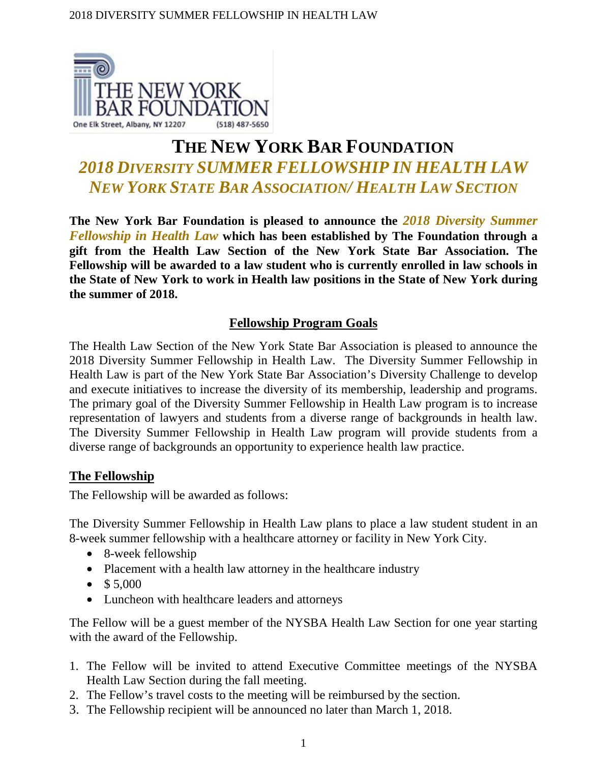THE NEW YORK BAR FOUNDATION

One Elk Street, Albany, NY 12207 (518) 487-5650

# THE NEW YORK BAR FOUNDATION

## *2018 DIVERSITY SUMMER FELLOWSHIP IN HEALTH LAW*

## *NEW YORK STATE BAR ASSOCIATION/ HEALTH LAW SECTION*

**The New York Bar Foundation is pleased to announce the *2018 Diversity Summer Fellowship in Health Law* which has been established by The Foundation through a gift from the Health Law Section of the New York State Bar Association. The Fellowship will be awarded to a law student who is currently enrolled in law schools in the State of New York to work in Health law positions in the State of New York during the summer of 2018.**

### Fellowship Program Goals

The Health Law Section of the New York State Bar Association is pleased to announce the 2018 Diversity Summer Fellowship in Health Law. The Diversity Summer Fellowship in Health Law is part of the New York State Bar Association's Diversity Challenge to develop and execute initiatives to increase the diversity of its membership, leadership and programs. The primary goal of the Diversity Summer Fellowship in Health Law program is to increase representation of lawyers and students from a diverse range of backgrounds in health law. The Diversity Summer Fellowship in Health Law program will provide students from a diverse range of backgrounds an opportunity to experience health law practice.

### The Fellowship

The Fellowship will be awarded as follows:

The Diversity Summer Fellowship in Health Law plans to place a law student student in an 8-week summer fellowship with a healthcare attorney or facility in New York City.

- 8-week fellowship
- Placement with a health law attorney in the healthcare industry
- $ 5,000
- Luncheon with healthcare leaders and attorneys

The Fellow will be a guest member of the NYSBA Health Law Section for one year starting with the award of the Fellowship.

1. The Fellow will be invited to attend Executive Committee meetings of the NYSBA Health Law Section during the fall meeting.
2. The Fellow's travel costs to the meeting will be reimbursed by the section.
3. The Fellowship recipient will be announced no later than March 1, 2018.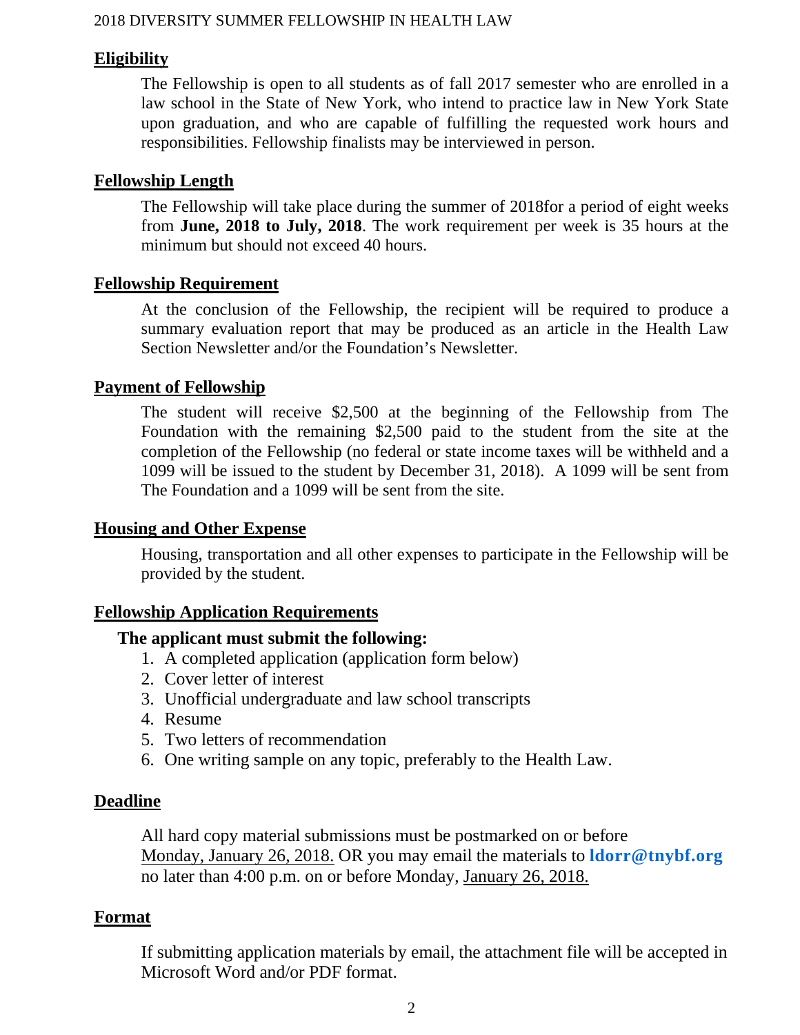## Eligibility

The Fellowship is open to all students as of fall 2017 semester who are enrolled in a law school in the State of New York, who intend to practice law in New York State upon graduation, and who are capable of fulfilling the requested work hours and responsibilities. Fellowship finalists may be interviewed in person.

## Fellowship Length

The Fellowship will take place during the summer of 2018for a period of eight weeks from **June, 2018 to July, 2018**. The work requirement per week is 35 hours at the minimum but should not exceed 40 hours.

## Fellowship Requirement

At the conclusion of the Fellowship, the recipient will be required to produce a summary evaluation report that may be produced as an article in the Health Law Section Newsletter and/or the Foundation's Newsletter.

## Payment of Fellowship

The student will receive $2,500 at the beginning of the Fellowship from The Foundation with the remaining $2,500 paid to the student from the site at the completion of the Fellowship (no federal or state income taxes will be withheld and a 1099 will be issued to the student by December 31, 2018). A 1099 will be sent from The Foundation and a 1099 will be sent from the site.

## Housing and Other Expense

Housing, transportation and all other expenses to participate in the Fellowship will be provided by the student.

## Fellowship Application Requirements

**The applicant must submit the following:**

1. A completed application (application form below)
2. Cover letter of interest
3. Unofficial undergraduate and law school transcripts
4. Resume
5. Two letters of recommendation
6. One writing sample on any topic, preferably to the Health Law.

## Deadline

All hard copy material submissions must be postmarked on or before Monday, January 26, 2018. OR you may email the materials to **ldorr@tnybf.org** no later than 4:00 p.m. on or before Monday, January 26, 2018.

## Format

If submitting application materials by email, the attachment file will be accepted in Microsoft Word and/or PDF format.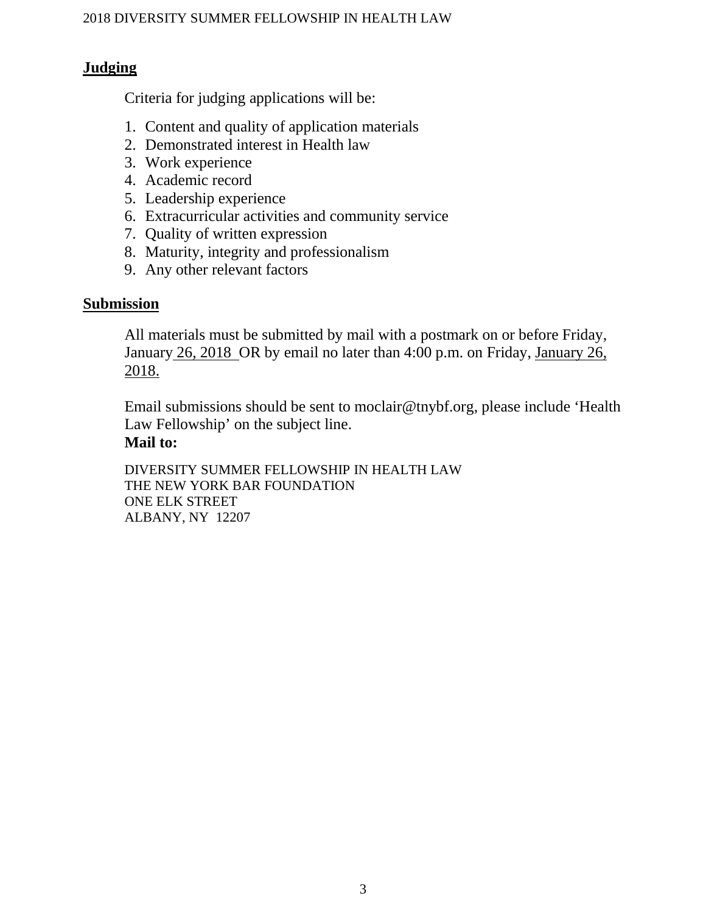## Judging

Criteria for judging applications will be:

1. Content and quality of application materials
2. Demonstrated interest in Health law
3. Work experience
4. Academic record
5. Leadership experience
6. Extracurricular activities and community service
7. Quality of written expression
8. Maturity, integrity and professionalism
9. Any other relevant factors

## Submission

All materials must be submitted by mail with a postmark on or before Friday, January 26, 2018 OR by email no later than 4:00 p.m. on Friday, January 26, 2018.

Email submissions should be sent to moclair@tnybf.org, please include 'Health Law Fellowship' on the subject line.

**Mail to:**

DIVERSITY SUMMER FELLOWSHIP IN HEALTH LAW
THE NEW YORK BAR FOUNDATION
ONE ELK STREET
ALBANY, NY 12207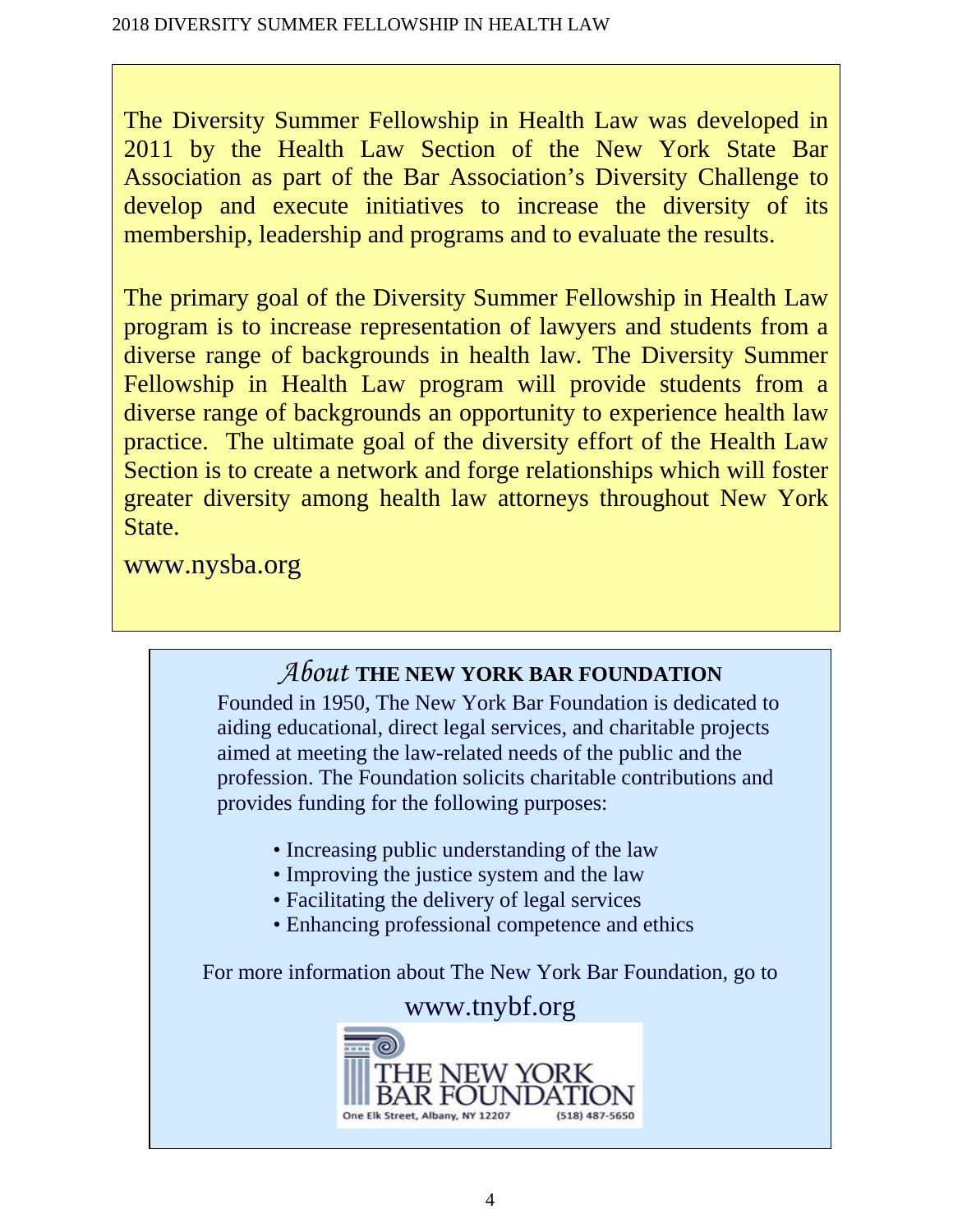The Diversity Summer Fellowship in Health Law was developed in 2011 by the Health Law Section of the New York State Bar Association as part of the Bar Association's Diversity Challenge to develop and execute initiatives to increase the diversity of its membership, leadership and programs and to evaluate the results.

The primary goal of the Diversity Summer Fellowship in Health Law program is to increase representation of lawyers and students from a diverse range of backgrounds in health law. The Diversity Summer Fellowship in Health Law program will provide students from a diverse range of backgrounds an opportunity to experience health law practice. The ultimate goal of the diversity effort of the Health Law Section is to create a network and forge relationships which will foster greater diversity among health law attorneys throughout New York State.

www.nysba.org

## *About* THE NEW YORK BAR FOUNDATION

Founded in 1950, The New York Bar Foundation is dedicated to aiding educational, direct legal services, and charitable projects aimed at meeting the law-related needs of the public and the profession. The Foundation solicits charitable contributions and provides funding for the following purposes:

- Increasing public understanding of the law
- Improving the justice system and the law
- Facilitating the delivery of legal services
- Enhancing professional competence and ethics

For more information about The New York Bar Foundation, go to

www.tnybf.org

THE NEW YORK BAR FOUNDATION
One Elk Street, Albany, NY 12207 (518) 487-5650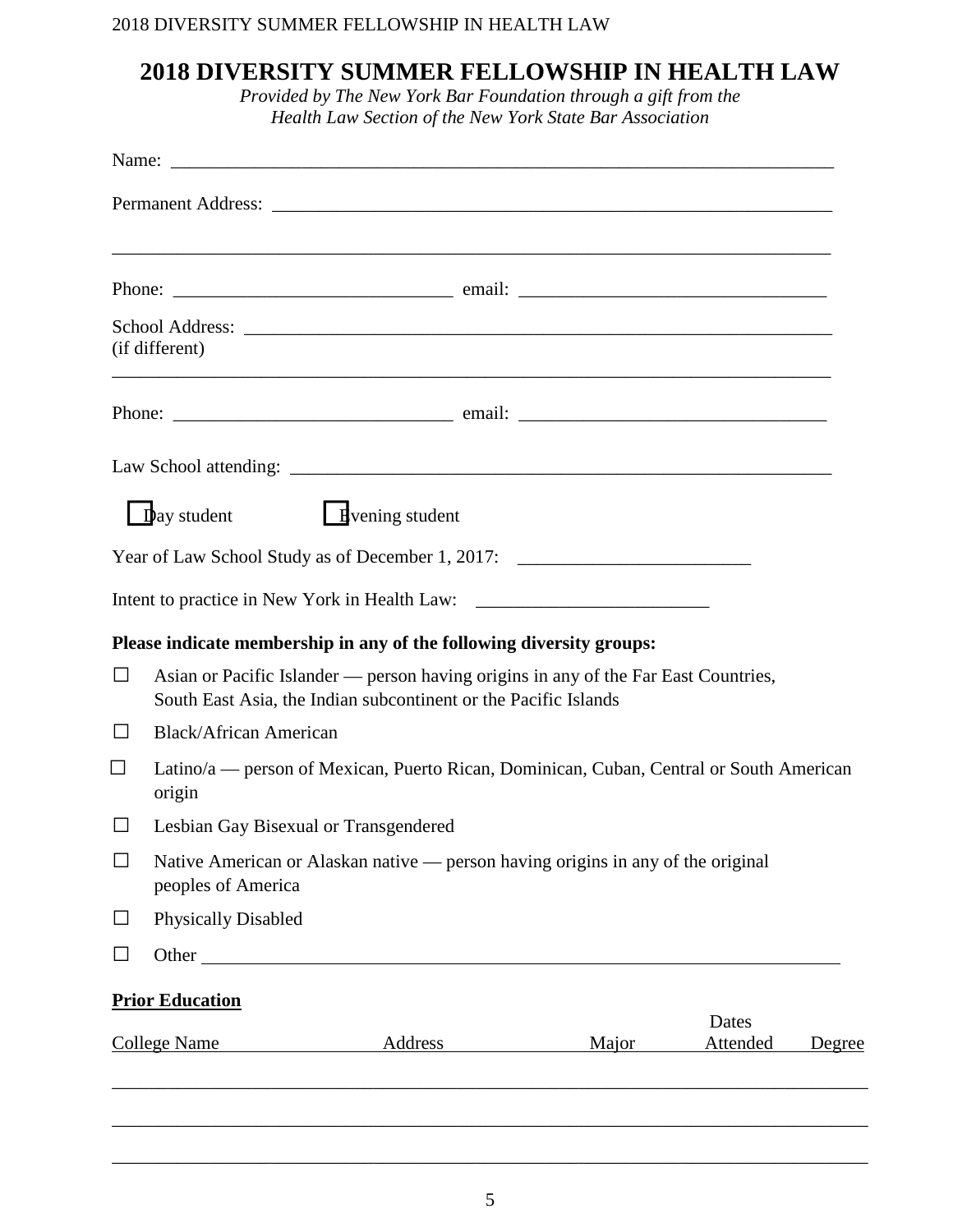# 2018 DIVERSITY SUMMER FELLOWSHIP IN HEALTH LAW

*Provided by The New York Bar Foundation through a gift from the Health Law Section of the New York State Bar Association*

Name: ______________________________________________________________________

Permanent Address: ______________________________________________________________

______________________________________________________________________________

Phone: ____________________________ email: ______________________________

School Address: _________________________________________________________________
(if different)

______________________________________________________________________________

Phone: ____________________________ email: ______________________________

Law School attending: ____________________________________________________________

☐ Day student ☐ Evening student

Year of Law School Study as of December 1, 2017: ________________________

Intent to practice in New York in Health Law: ________________________

**Please indicate membership in any of the following diversity groups:**

☐ Asian or Pacific Islander — person having origins in any of the Far East Countries, South East Asia, the Indian subcontinent or the Pacific Islands

☐ Black/African American

☐ Latino/a — person of Mexican, Puerto Rican, Dominican, Cuban, Central or South American origin

☐ Lesbian Gay Bisexual or Transgendered

☐ Native American or Alaskan native — person having origins in any of the original peoples of America

☐ Physically Disabled

☐ Other ________________________________________________________________

**Prior Education**

| College Name | Address | Major | Dates Attended | Degree |
| --- | --- | --- | --- | --- |
| | | | | |
| | | | | |
| | | | | |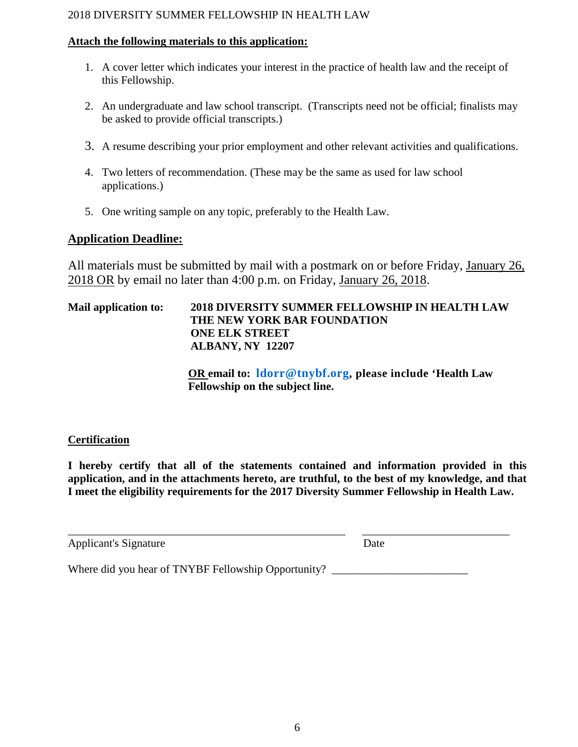2018 DIVERSITY SUMMER FELLOWSHIP IN HEALTH LAW

**Attach the following materials to this application:**

1. A cover letter which indicates your interest in the practice of health law and the receipt of this Fellowship.

2. An undergraduate and law school transcript. (Transcripts need not be official; finalists may be asked to provide official transcripts.)

3. A resume describing your prior employment and other relevant activities and qualifications.

4. Two letters of recommendation. (These may be the same as used for law school applications.)

5. One writing sample on any topic, preferably to the Health Law.

## Application Deadline:

All materials must be submitted by mail with a postmark on or before Friday, January 26, 2018 OR by email no later than 4:00 p.m. on Friday, January 26, 2018.

**Mail application to:**

**2018 DIVERSITY SUMMER FELLOWSHIP IN HEALTH LAW**
**THE NEW YORK BAR FOUNDATION**
**ONE ELK STREET**
**ALBANY, NY 12207**

**OR email to: ldorr@tnybf.org, please include 'Health Law Fellowship on the subject line.**

**Certification**

**I hereby certify that all of the statements contained and information provided in this application, and in the attachments hereto, are truthful, to the best of my knowledge, and that I meet the eligibility requirements for the 2017 Diversity Summer Fellowship in Health Law.**

\_\_\_\_\_\_\_\_\_\_\_\_\_\_\_\_\_\_\_\_\_\_\_\_\_\_\_\_\_\_\_\_\_\_\_\_\_\_\_\_\_\_\_\_\_\_\_\_ \_\_\_\_\_\_\_\_\_\_\_\_\_\_\_\_\_\_\_\_\_\_\_\_\_\_

Applicant's Signature Date

Where did you hear of TNYBF Fellowship Opportunity? \_\_\_\_\_\_\_\_\_\_\_\_\_\_\_\_\_\_\_\_\_\_\_\_